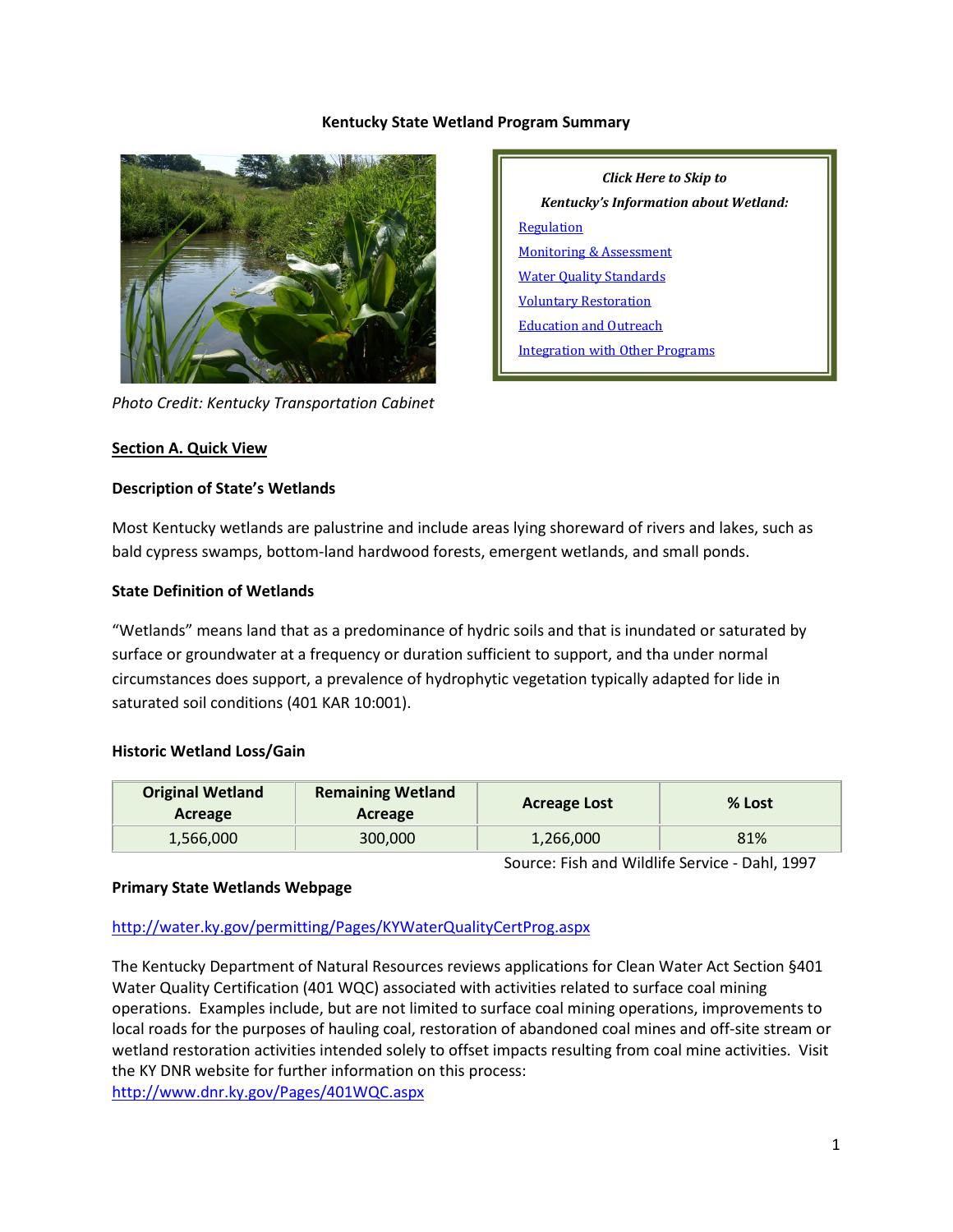**Kentucky State Wetland Program Summary**

Photo Credit: Kentucky Transportation Cabinet

*Click Here to Skip to*

*Kentucky's Information about Wetland:*

[Regulation](#)

[Monitoring & Assessment](#)

[Water Quality Standards](#)

[Voluntary Restoration](#)

[Education and Outreach](#)

[Integration with Other Programs](#)

## Section A. Quick View

### Description of State's Wetlands

Most Kentucky wetlands are palustrine and include areas lying shoreward of rivers and lakes, such as bald cypress swamps, bottom-land hardwood forests, emergent wetlands, and small ponds.

### State Definition of Wetlands

"Wetlands" means land that as a predominance of hydric soils and that is inundated or saturated by surface or groundwater at a frequency or duration sufficient to support, and tha under normal circumstances does support, a prevalence of hydrophytic vegetation typically adapted for lide in saturated soil conditions (401 KAR 10:001).

### Historic Wetland Loss/Gain

| Original Wetland Acreage | Remaining Wetland Acreage | Acreage Lost | % Lost |
|---|---|---|---|
| 1,566,000 | 300,000 | 1,266,000 | 81% |

Source: Fish and Wildlife Service - Dahl, 1997

### Primary State Wetlands Webpage

http://water.ky.gov/permitting/Pages/KYWaterQualityCertProg.aspx

The Kentucky Department of Natural Resources reviews applications for Clean Water Act Section §401 Water Quality Certification (401 WQC) associated with activities related to surface coal mining operations. Examples include, but are not limited to surface coal mining operations, improvements to local roads for the purposes of hauling coal, restoration of abandoned coal mines and off-site stream or wetland restoration activities intended solely to offset impacts resulting from coal mine activities. Visit the KY DNR website for further information on this process: http://www.dnr.ky.gov/Pages/401WQC.aspx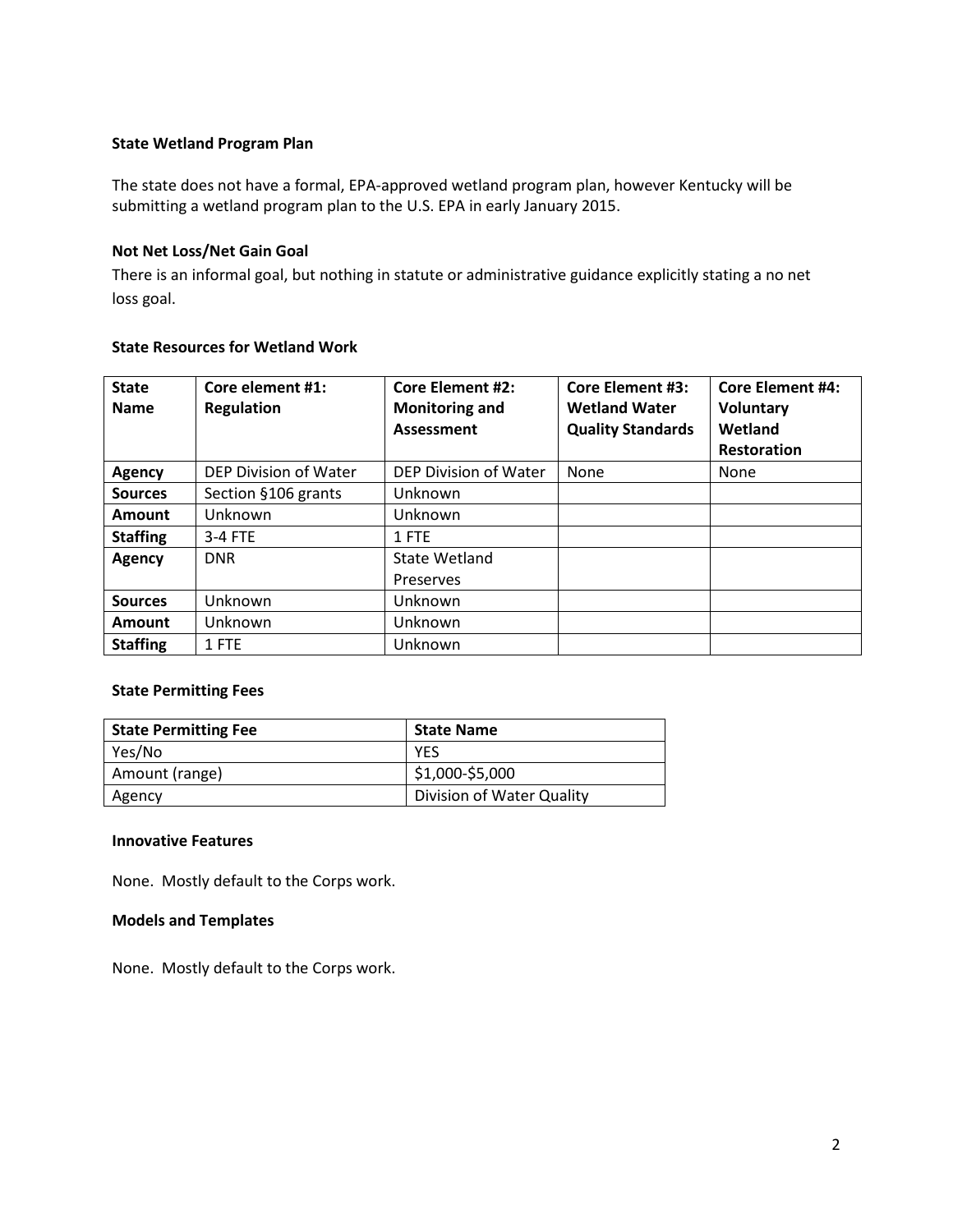**State Wetland Program Plan**

The state does not have a formal, EPA-approved wetland program plan, however Kentucky will be submitting a wetland program plan to the U.S. EPA in early January 2015.

**Not Net Loss/Net Gain Goal**

There is an informal goal, but nothing in statute or administrative guidance explicitly stating a no net loss goal.

**State Resources for Wetland Work**

| State Name | Core element #1: Regulation | Core Element #2: Monitoring and Assessment | Core Element #3: Wetland Water Quality Standards | Core Element #4: Voluntary Wetland Restoration |
|---|---|---|---|---|
| **Agency** | DEP Division of Water | DEP Division of Water | None | None |
| **Sources** | Section §106 grants | Unknown | | |
| **Amount** | Unknown | Unknown | | |
| **Staffing** | 3-4 FTE | 1 FTE | | |
| **Agency** | DNR | State Wetland Preserves | | |
| **Sources** | Unknown | Unknown | | |
| **Amount** | Unknown | Unknown | | |
| **Staffing** | 1 FTE | Unknown | | |

**State Permitting Fees**

| State Permitting Fee | State Name |
|---|---|
| Yes/No | YES |
| Amount (range) | $1,000-$5,000 |
| Agency | Division of Water Quality |

**Innovative Features**

None. Mostly default to the Corps work.

**Models and Templates**

None. Mostly default to the Corps work.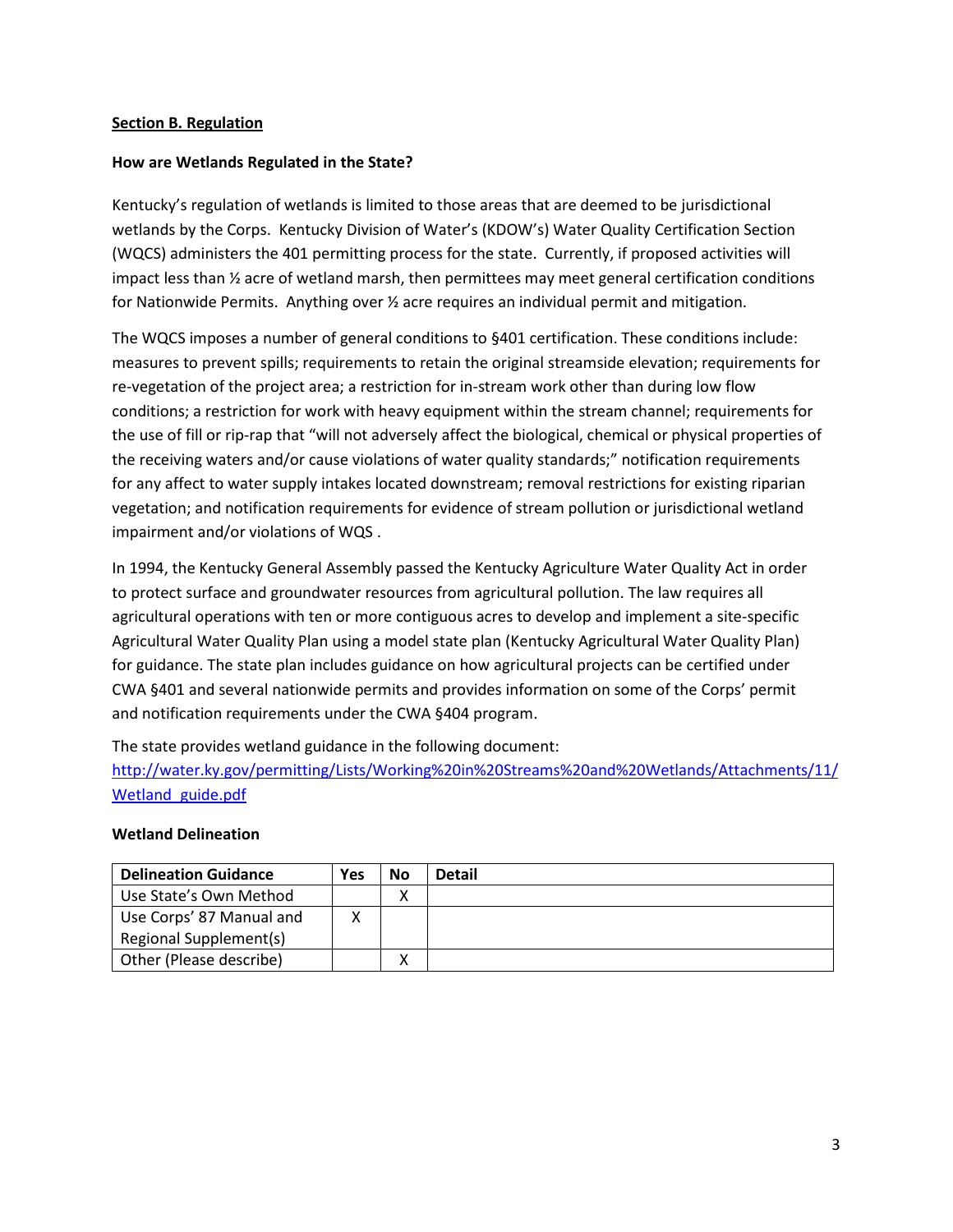## Section B. Regulation

### How are Wetlands Regulated in the State?

Kentucky's regulation of wetlands is limited to those areas that are deemed to be jurisdictional wetlands by the Corps. Kentucky Division of Water's (KDOW's) Water Quality Certification Section (WQCS) administers the 401 permitting process for the state. Currently, if proposed activities will impact less than ½ acre of wetland marsh, then permittees may meet general certification conditions for Nationwide Permits. Anything over ½ acre requires an individual permit and mitigation.

The WQCS imposes a number of general conditions to §401 certification. These conditions include: measures to prevent spills; requirements to retain the original streamside elevation; requirements for re-vegetation of the project area; a restriction for in-stream work other than during low flow conditions; a restriction for work with heavy equipment within the stream channel; requirements for the use of fill or rip-rap that "will not adversely affect the biological, chemical or physical properties of the receiving waters and/or cause violations of water quality standards;" notification requirements for any affect to water supply intakes located downstream; removal restrictions for existing riparian vegetation; and notification requirements for evidence of stream pollution or jurisdictional wetland impairment and/or violations of WQS .

In 1994, the Kentucky General Assembly passed the Kentucky Agriculture Water Quality Act in order to protect surface and groundwater resources from agricultural pollution. The law requires all agricultural operations with ten or more contiguous acres to develop and implement a site-specific Agricultural Water Quality Plan using a model state plan (Kentucky Agricultural Water Quality Plan) for guidance. The state plan includes guidance on how agricultural projects can be certified under CWA §401 and several nationwide permits and provides information on some of the Corps' permit and notification requirements under the CWA §404 program.

The state provides wetland guidance in the following document:
[http://water.ky.gov/permitting/Lists/Working%20in%20Streams%20and%20Wetlands/Attachments/11/Wetland_guide.pdf](http://water.ky.gov/permitting/Lists/Working%20in%20Streams%20and%20Wetlands/Attachments/11/Wetland_guide.pdf)

### Wetland Delineation

| Delineation Guidance | Yes | No | Detail |
|---|---|---|---|
| Use State's Own Method | | X | |
| Use Corps' 87 Manual and Regional Supplement(s) | X | | |
| Other (Please describe) | | X | |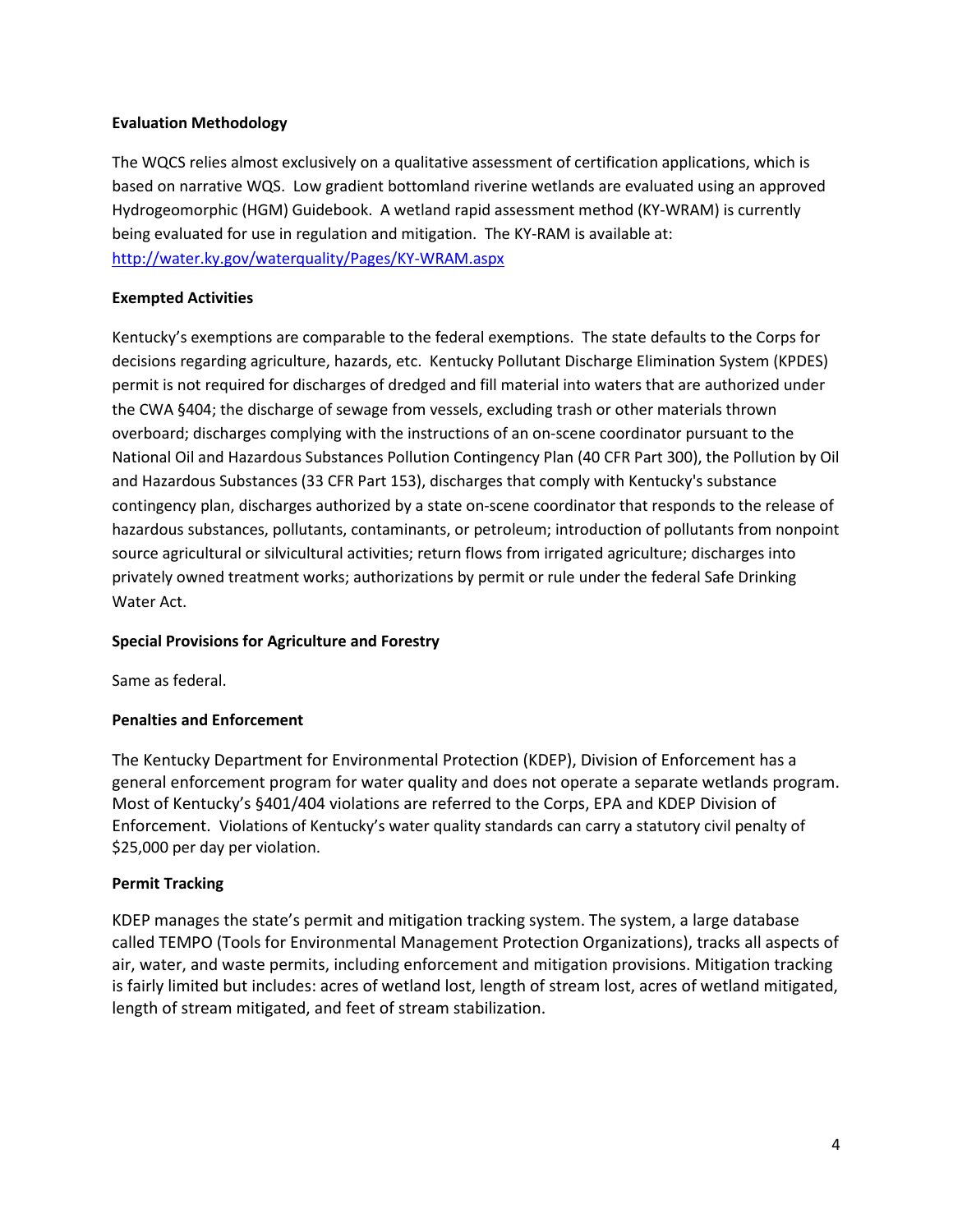**Evaluation Methodology**

The WQCS relies almost exclusively on a qualitative assessment of certification applications, which is based on narrative WQS. Low gradient bottomland riverine wetlands are evaluated using an approved Hydrogeomorphic (HGM) Guidebook. A wetland rapid assessment method (KY-WRAM) is currently being evaluated for use in regulation and mitigation. The KY-RAM is available at: http://water.ky.gov/waterquality/Pages/KY-WRAM.aspx

**Exempted Activities**

Kentucky's exemptions are comparable to the federal exemptions. The state defaults to the Corps for decisions regarding agriculture, hazards, etc. Kentucky Pollutant Discharge Elimination System (KPDES) permit is not required for discharges of dredged and fill material into waters that are authorized under the CWA §404; the discharge of sewage from vessels, excluding trash or other materials thrown overboard; discharges complying with the instructions of an on-scene coordinator pursuant to the National Oil and Hazardous Substances Pollution Contingency Plan (40 CFR Part 300), the Pollution by Oil and Hazardous Substances (33 CFR Part 153), discharges that comply with Kentucky's substance contingency plan, discharges authorized by a state on-scene coordinator that responds to the release of hazardous substances, pollutants, contaminants, or petroleum; introduction of pollutants from nonpoint source agricultural or silvicultural activities; return flows from irrigated agriculture; discharges into privately owned treatment works; authorizations by permit or rule under the federal Safe Drinking Water Act.

**Special Provisions for Agriculture and Forestry**

Same as federal.

**Penalties and Enforcement**

The Kentucky Department for Environmental Protection (KDEP), Division of Enforcement has a general enforcement program for water quality and does not operate a separate wetlands program. Most of Kentucky's §401/404 violations are referred to the Corps, EPA and KDEP Division of Enforcement. Violations of Kentucky's water quality standards can carry a statutory civil penalty of $25,000 per day per violation.

**Permit Tracking**

KDEP manages the state's permit and mitigation tracking system. The system, a large database called TEMPO (Tools for Environmental Management Protection Organizations), tracks all aspects of air, water, and waste permits, including enforcement and mitigation provisions. Mitigation tracking is fairly limited but includes: acres of wetland lost, length of stream lost, acres of wetland mitigated, length of stream mitigated, and feet of stream stabilization.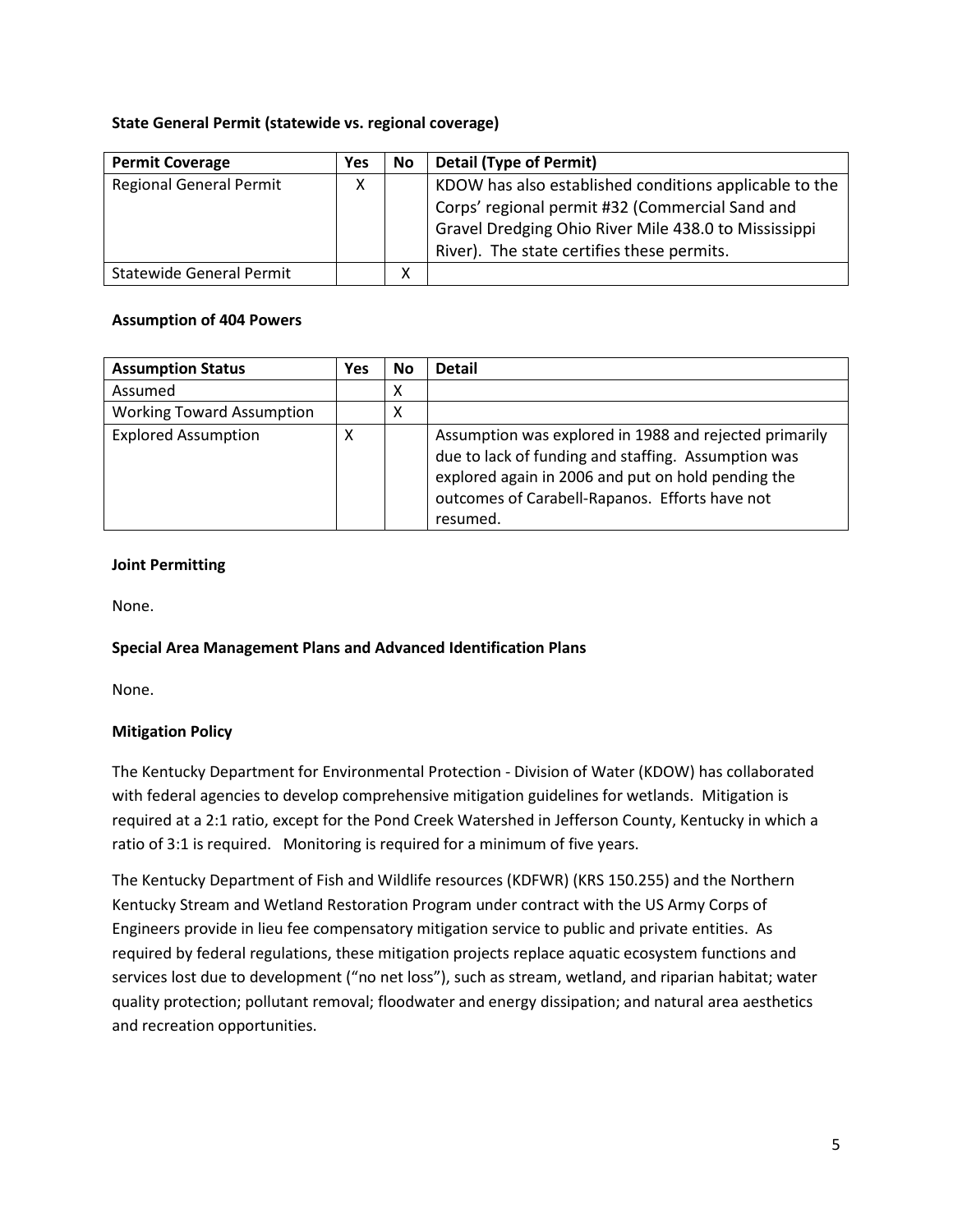**State General Permit (statewide vs. regional coverage)**

| Permit Coverage | Yes | No | Detail (Type of Permit) |
|---|---|---|---|
| Regional General Permit | X | | KDOW has also established conditions applicable to the Corps' regional permit #32 (Commercial Sand and Gravel Dredging Ohio River Mile 438.0 to Mississippi River). The state certifies these permits. |
| Statewide General Permit | | X | |

**Assumption of 404 Powers**

| Assumption Status | Yes | No | Detail |
|---|---|---|---|
| Assumed | | X | |
| Working Toward Assumption | | X | |
| Explored Assumption | X | | Assumption was explored in 1988 and rejected primarily due to lack of funding and staffing. Assumption was explored again in 2006 and put on hold pending the outcomes of Carabell-Rapanos. Efforts have not resumed. |

**Joint Permitting**

None.

**Special Area Management Plans and Advanced Identification Plans**

None.

**Mitigation Policy**

The Kentucky Department for Environmental Protection - Division of Water (KDOW) has collaborated with federal agencies to develop comprehensive mitigation guidelines for wetlands. Mitigation is required at a 2:1 ratio, except for the Pond Creek Watershed in Jefferson County, Kentucky in which a ratio of 3:1 is required. Monitoring is required for a minimum of five years.

The Kentucky Department of Fish and Wildlife resources (KDFWR) (KRS 150.255) and the Northern Kentucky Stream and Wetland Restoration Program under contract with the US Army Corps of Engineers provide in lieu fee compensatory mitigation service to public and private entities. As required by federal regulations, these mitigation projects replace aquatic ecosystem functions and services lost due to development ("no net loss"), such as stream, wetland, and riparian habitat; water quality protection; pollutant removal; floodwater and energy dissipation; and natural area aesthetics and recreation opportunities.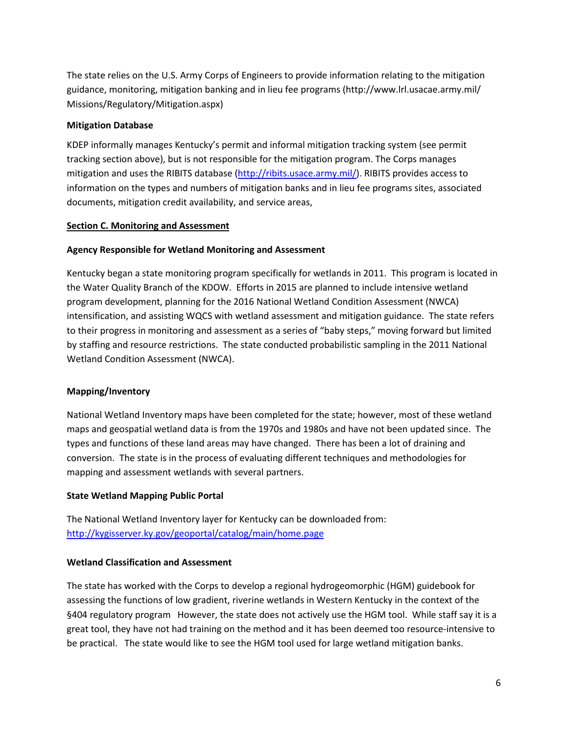The state relies on the U.S. Army Corps of Engineers to provide information relating to the mitigation guidance, monitoring, mitigation banking and in lieu fee programs (http://www.lrl.usacae.army.mil/Missions/Regulatory/Mitigation.aspx)

**Mitigation Database**

KDEP informally manages Kentucky's permit and informal mitigation tracking system (see permit tracking section above), but is not responsible for the mitigation program. The Corps manages mitigation and uses the RIBITS database (http://ribits.usace.army.mil/). RIBITS provides access to information on the types and numbers of mitigation banks and in lieu fee programs sites, associated documents, mitigation credit availability, and service areas,

**Section C. Monitoring and Assessment**

**Agency Responsible for Wetland Monitoring and Assessment**

Kentucky began a state monitoring program specifically for wetlands in 2011. This program is located in the Water Quality Branch of the KDOW. Efforts in 2015 are planned to include intensive wetland program development, planning for the 2016 National Wetland Condition Assessment (NWCA) intensification, and assisting WQCS with wetland assessment and mitigation guidance. The state refers to their progress in monitoring and assessment as a series of "baby steps," moving forward but limited by staffing and resource restrictions. The state conducted probabilistic sampling in the 2011 National Wetland Condition Assessment (NWCA).

**Mapping/Inventory**

National Wetland Inventory maps have been completed for the state; however, most of these wetland maps and geospatial wetland data is from the 1970s and 1980s and have not been updated since. The types and functions of these land areas may have changed. There has been a lot of draining and conversion. The state is in the process of evaluating different techniques and methodologies for mapping and assessment wetlands with several partners.

**State Wetland Mapping Public Portal**

The National Wetland Inventory layer for Kentucky can be downloaded from: http://kygisserver.ky.gov/geoportal/catalog/main/home.page

**Wetland Classification and Assessment**

The state has worked with the Corps to develop a regional hydrogeomorphic (HGM) guidebook for assessing the functions of low gradient, riverine wetlands in Western Kentucky in the context of the §404 regulatory program However, the state does not actively use the HGM tool. While staff say it is a great tool, they have not had training on the method and it has been deemed too resource-intensive to be practical. The state would like to see the HGM tool used for large wetland mitigation banks.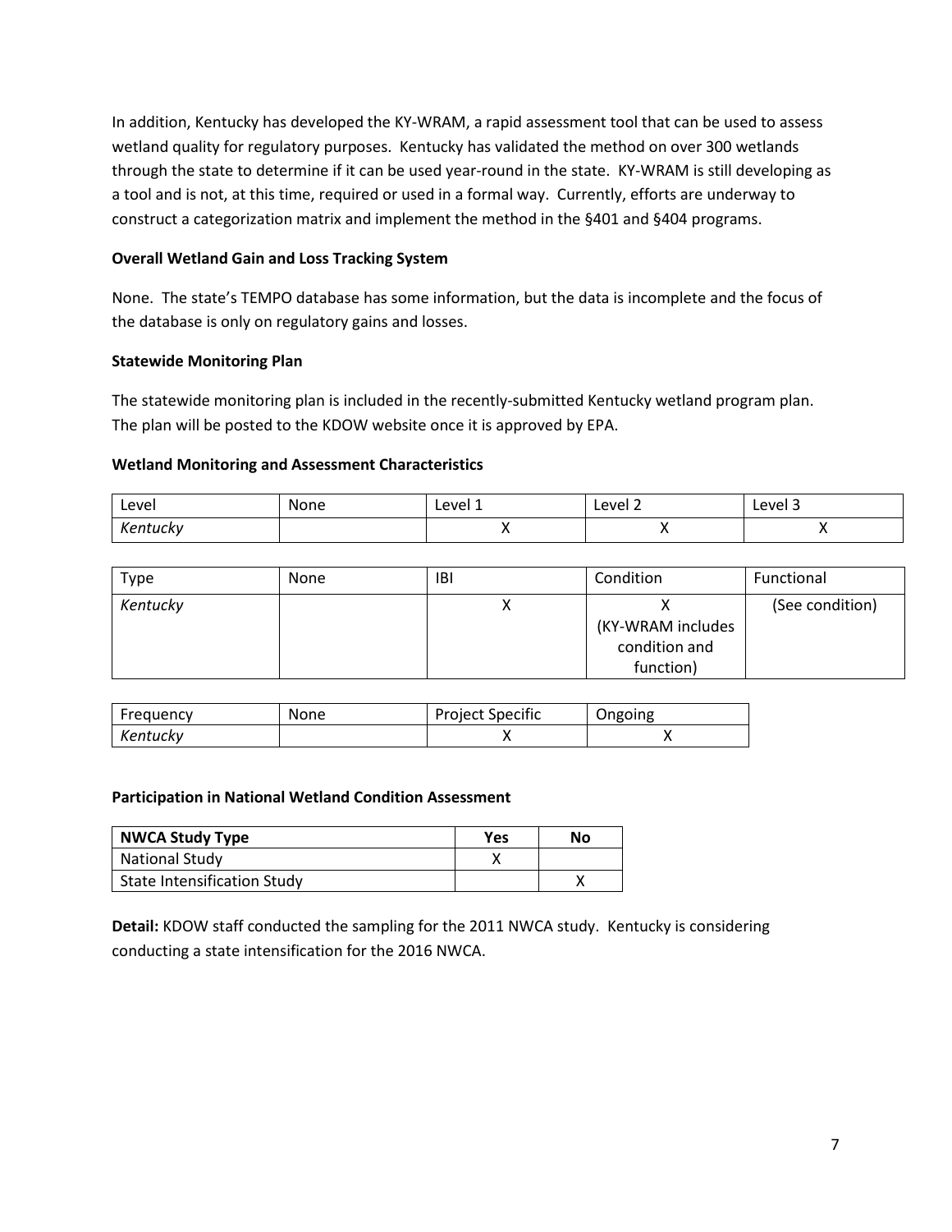In addition, Kentucky has developed the KY-WRAM, a rapid assessment tool that can be used to assess wetland quality for regulatory purposes. Kentucky has validated the method on over 300 wetlands through the state to determine if it can be used year-round in the state. KY-WRAM is still developing as a tool and is not, at this time, required or used in a formal way. Currently, efforts are underway to construct a categorization matrix and implement the method in the §401 and §404 programs.

**Overall Wetland Gain and Loss Tracking System**

None. The state's TEMPO database has some information, but the data is incomplete and the focus of the database is only on regulatory gains and losses.

**Statewide Monitoring Plan**

The statewide monitoring plan is included in the recently-submitted Kentucky wetland program plan. The plan will be posted to the KDOW website once it is approved by EPA.

**Wetland Monitoring and Assessment Characteristics**

| Level | None | Level 1 | Level 2 | Level 3 |
|---|---|---|---|---|
| *Kentucky* | | X | X | X |

| Type | None | IBI | Condition | Functional |
|---|---|---|---|---|
| *Kentucky* | | X | X (KY-WRAM includes condition and function) | (See condition) |

| Frequency | None | Project Specific | Ongoing |
|---|---|---|---|
| *Kentucky* | | X | X |

**Participation in National Wetland Condition Assessment**

| **NWCA Study Type** | **Yes** | **No** |
|---|---|---|
| National Study | X | |
| State Intensification Study | | X |

**Detail:** KDOW staff conducted the sampling for the 2011 NWCA study. Kentucky is considering conducting a state intensification for the 2016 NWCA.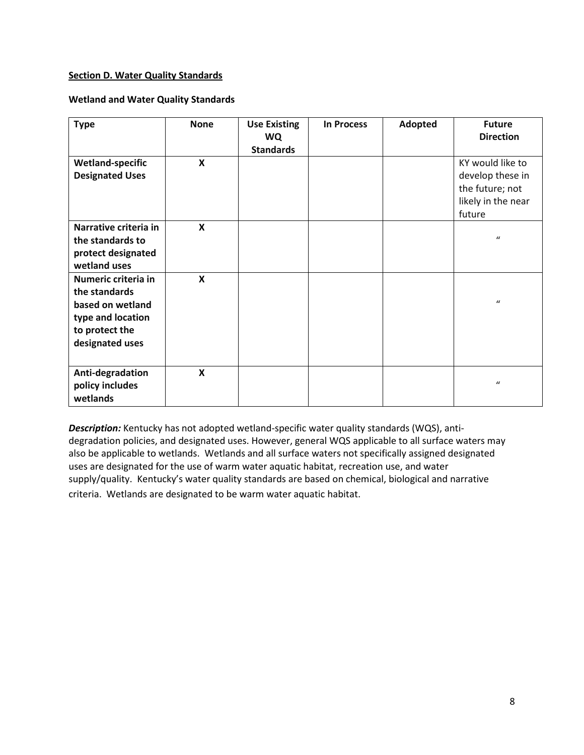**Section D. Water Quality Standards**

**Wetland and Water Quality Standards**

| Type | None | Use Existing WQ Standards | In Process | Adopted | Future Direction |
|---|---|---|---|---|---|
| **Wetland-specific Designated Uses** | X | | | | KY would like to develop these in the future; not likely in the near future |
| **Narrative criteria in the standards to protect designated wetland uses** | X | | | | " |
| **Numeric criteria in the standards based on wetland type and location to protect the designated uses** | X | | | | " |
| **Anti-degradation policy includes wetlands** | X | | | | " |

***Description:*** Kentucky has not adopted wetland-specific water quality standards (WQS), anti-degradation policies, and designated uses. However, general WQS applicable to all surface waters may also be applicable to wetlands. Wetlands and all surface waters not specifically assigned designated uses are designated for the use of warm water aquatic habitat, recreation use, and water supply/quality. Kentucky's water quality standards are based on chemical, biological and narrative criteria. Wetlands are designated to be warm water aquatic habitat.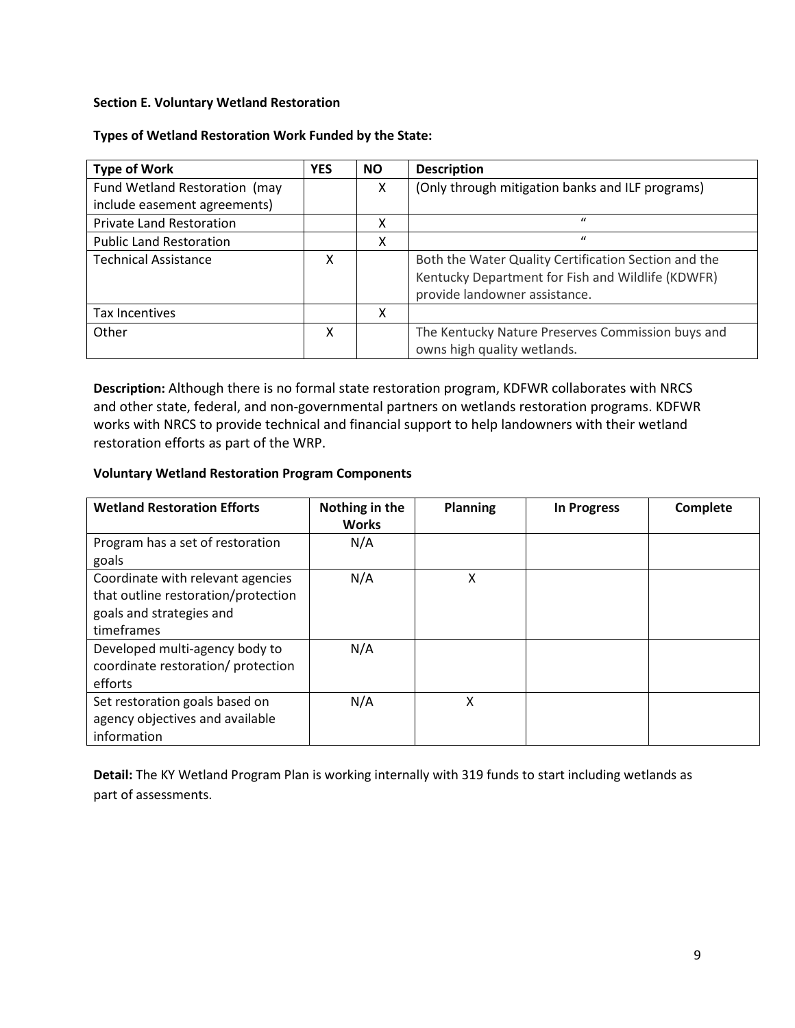**Section E. Voluntary Wetland Restoration**

**Types of Wetland Restoration Work Funded by the State:**

| Type of Work | YES | NO | Description |
|---|---|---|---|
| Fund Wetland Restoration (may include easement agreements) | | X | (Only through mitigation banks and ILF programs) |
| Private Land Restoration | | X | " |
| Public Land Restoration | | X | " |
| Technical Assistance | X | | Both the Water Quality Certification Section and the Kentucky Department for Fish and Wildlife (KDWFR) provide landowner assistance. |
| Tax Incentives | | X | |
| Other | X | | The Kentucky Nature Preserves Commission buys and owns high quality wetlands. |

**Description:** Although there is no formal state restoration program, KDFWR collaborates with NRCS and other state, federal, and non-governmental partners on wetlands restoration programs. KDFWR works with NRCS to provide technical and financial support to help landowners with their wetland restoration efforts as part of the WRP.

**Voluntary Wetland Restoration Program Components**

| Wetland Restoration Efforts | Nothing in the Works | Planning | In Progress | Complete |
|---|---|---|---|---|
| Program has a set of restoration goals | N/A | | | |
| Coordinate with relevant agencies that outline restoration/protection goals and strategies and timeframes | N/A | X | | |
| Developed multi-agency body to coordinate restoration/ protection efforts | N/A | | | |
| Set restoration goals based on agency objectives and available information | N/A | X | | |

**Detail:** The KY Wetland Program Plan is working internally with 319 funds to start including wetlands as part of assessments.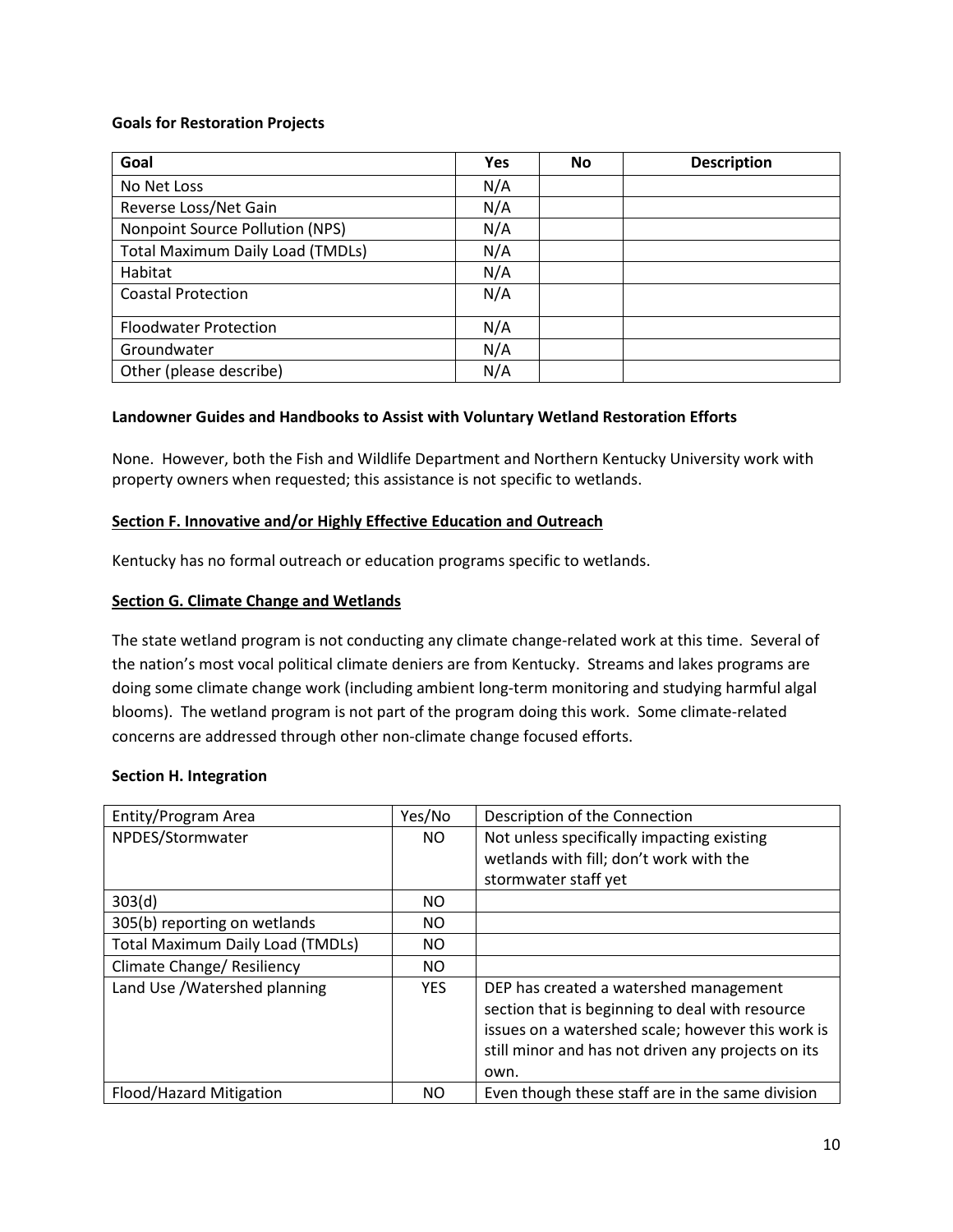**Goals for Restoration Projects**

| Goal | Yes | No | Description |
|---|---|---|---|
| No Net Loss | N/A | | |
| Reverse Loss/Net Gain | N/A | | |
| Nonpoint Source Pollution (NPS) | N/A | | |
| Total Maximum Daily Load (TMDLs) | N/A | | |
| Habitat | N/A | | |
| Coastal Protection | N/A | | |
| Floodwater Protection | N/A | | |
| Groundwater | N/A | | |
| Other (please describe) | N/A | | |

**Landowner Guides and Handbooks to Assist with Voluntary Wetland Restoration Efforts**

None. However, both the Fish and Wildlife Department and Northern Kentucky University work with property owners when requested; this assistance is not specific to wetlands.

**Section F. Innovative and/or Highly Effective Education and Outreach**

Kentucky has no formal outreach or education programs specific to wetlands.

**Section G. Climate Change and Wetlands**

The state wetland program is not conducting any climate change-related work at this time. Several of the nation's most vocal political climate deniers are from Kentucky. Streams and lakes programs are doing some climate change work (including ambient long-term monitoring and studying harmful algal blooms). The wetland program is not part of the program doing this work. Some climate-related concerns are addressed through other non-climate change focused efforts.

**Section H. Integration**

| Entity/Program Area | Yes/No | Description of the Connection |
|---|---|---|
| NPDES/Stormwater | NO | Not unless specifically impacting existing wetlands with fill; don't work with the stormwater staff yet |
| 303(d) | NO | |
| 305(b) reporting on wetlands | NO | |
| Total Maximum Daily Load (TMDLs) | NO | |
| Climate Change/ Resiliency | NO | |
| Land Use /Watershed planning | YES | DEP has created a watershed management section that is beginning to deal with resource issues on a watershed scale; however this work is still minor and has not driven any projects on its own. |
| Flood/Hazard Mitigation | NO | Even though these staff are in the same division |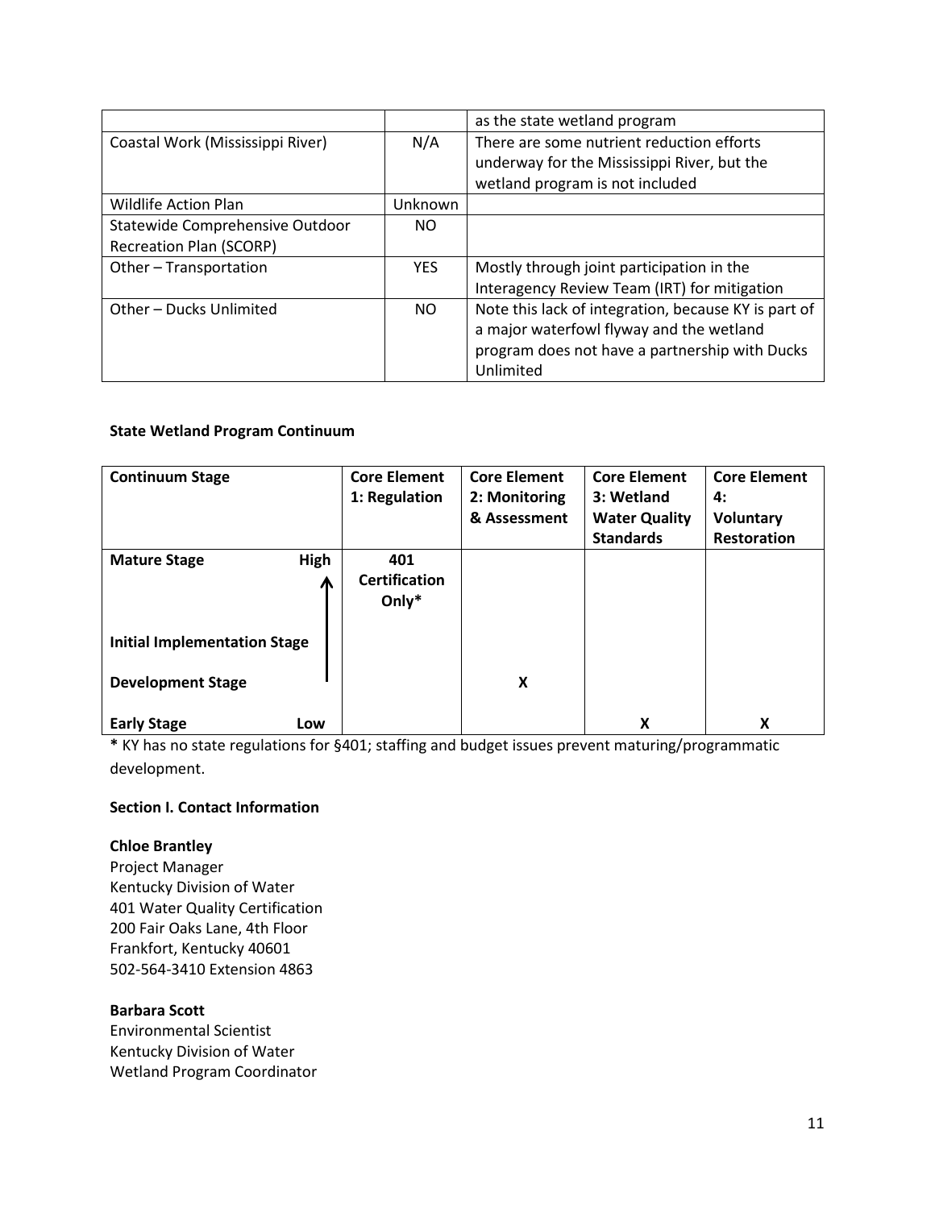| | | as the state wetland program |
|---|---|---|
| Coastal Work (Mississippi River) | N/A | There are some nutrient reduction efforts underway for the Mississippi River, but the wetland program is not included |
| Wildlife Action Plan | Unknown | |
| Statewide Comprehensive Outdoor Recreation Plan (SCORP) | NO | |
| Other – Transportation | YES | Mostly through joint participation in the Interagency Review Team (IRT) for mitigation |
| Other – Ducks Unlimited | NO | Note this lack of integration, because KY is part of a major waterfowl flyway and the wetland program does not have a partnership with Ducks Unlimited |

**State Wetland Program Continuum**

| Continuum Stage | Core Element 1: Regulation | Core Element 2: Monitoring & Assessment | Core Element 3: Wetland Water Quality Standards | Core Element 4: Voluntary Restoration |
|---|---|---|---|---|
| **Mature Stage** High ↑ | 401 Certification Only* | | | |
| **Initial Implementation Stage** | | | | |
| **Development Stage** | | X | | |
| **Early Stage** Low | | | X | X |

**\*** KY has no state regulations for §401; staffing and budget issues prevent maturing/programmatic development.

### Section I. Contact Information

**Chloe Brantley**
Project Manager
Kentucky Division of Water
401 Water Quality Certification
200 Fair Oaks Lane, 4th Floor
Frankfort, Kentucky 40601
502-564-3410 Extension 4863

**Barbara Scott**
Environmental Scientist
Kentucky Division of Water
Wetland Program Coordinator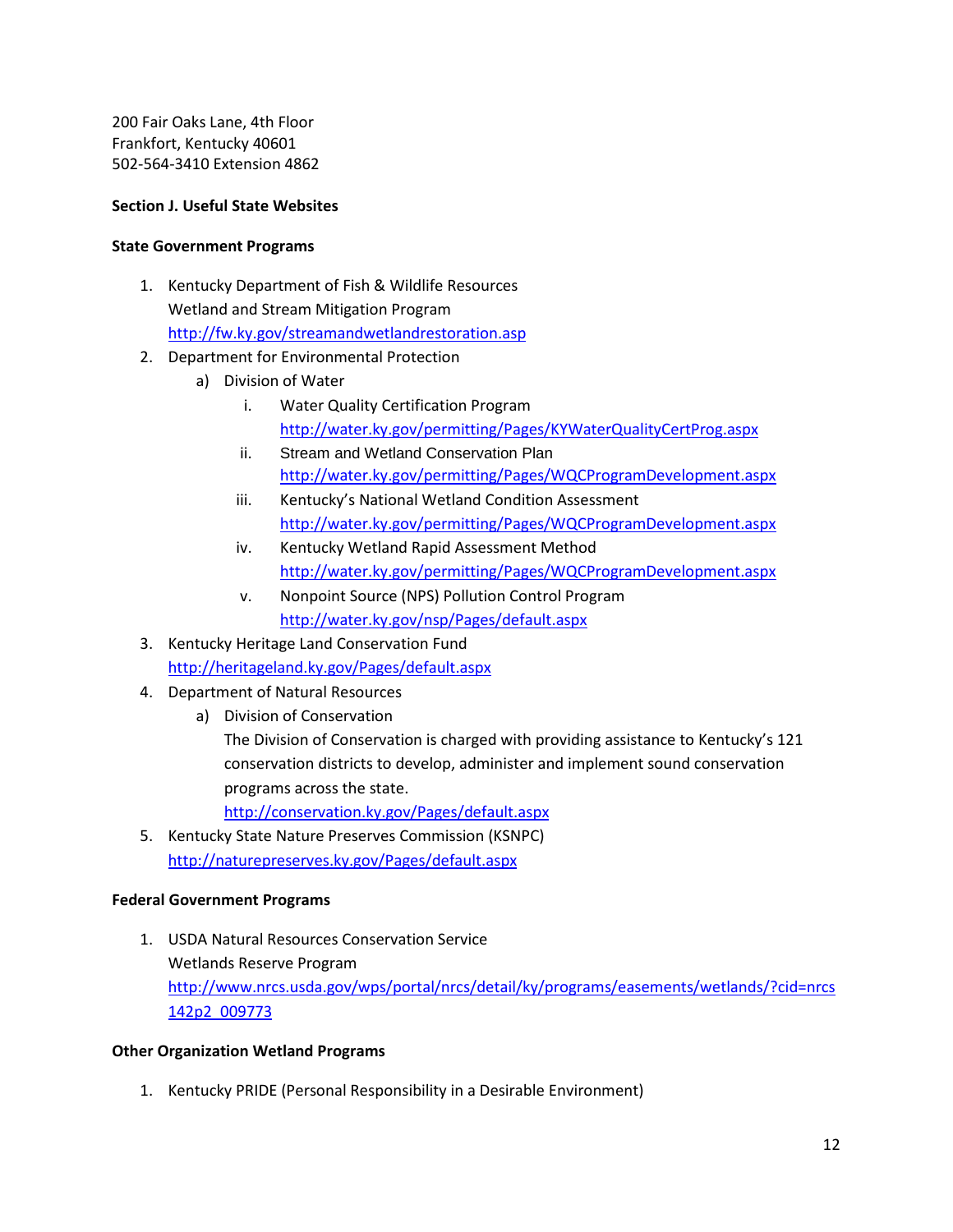200 Fair Oaks Lane, 4th Floor
Frankfort, Kentucky 40601
502-564-3410 Extension 4862

**Section J. Useful State Websites**

**State Government Programs**

1. Kentucky Department of Fish & Wildlife Resources
   Wetland and Stream Mitigation Program
   http://fw.ky.gov/streamandwetlandrestoration.asp
2. Department for Environmental Protection
   a) Division of Water
      i. Water Quality Certification Program
         http://water.ky.gov/permitting/Pages/KYWaterQualityCertProg.aspx
      ii. Stream and Wetland Conservation Plan
         http://water.ky.gov/permitting/Pages/WQCProgramDevelopment.aspx
      iii. Kentucky's National Wetland Condition Assessment
         http://water.ky.gov/permitting/Pages/WQCProgramDevelopment.aspx
      iv. Kentucky Wetland Rapid Assessment Method
         http://water.ky.gov/permitting/Pages/WQCProgramDevelopment.aspx
      v. Nonpoint Source (NPS) Pollution Control Program
         http://water.ky.gov/nsp/Pages/default.aspx
3. Kentucky Heritage Land Conservation Fund
   http://heritageland.ky.gov/Pages/default.aspx
4. Department of Natural Resources
   a) Division of Conservation
      The Division of Conservation is charged with providing assistance to Kentucky's 121 conservation districts to develop, administer and implement sound conservation programs across the state.
      http://conservation.ky.gov/Pages/default.aspx
5. Kentucky State Nature Preserves Commission (KSNPC)
   http://naturepreserves.ky.gov/Pages/default.aspx

**Federal Government Programs**

1. USDA Natural Resources Conservation Service
   Wetlands Reserve Program
   http://www.nrcs.usda.gov/wps/portal/nrcs/detail/ky/programs/easements/wetlands/?cid=nrcs142p2_009773

**Other Organization Wetland Programs**

1. Kentucky PRIDE (Personal Responsibility in a Desirable Environment)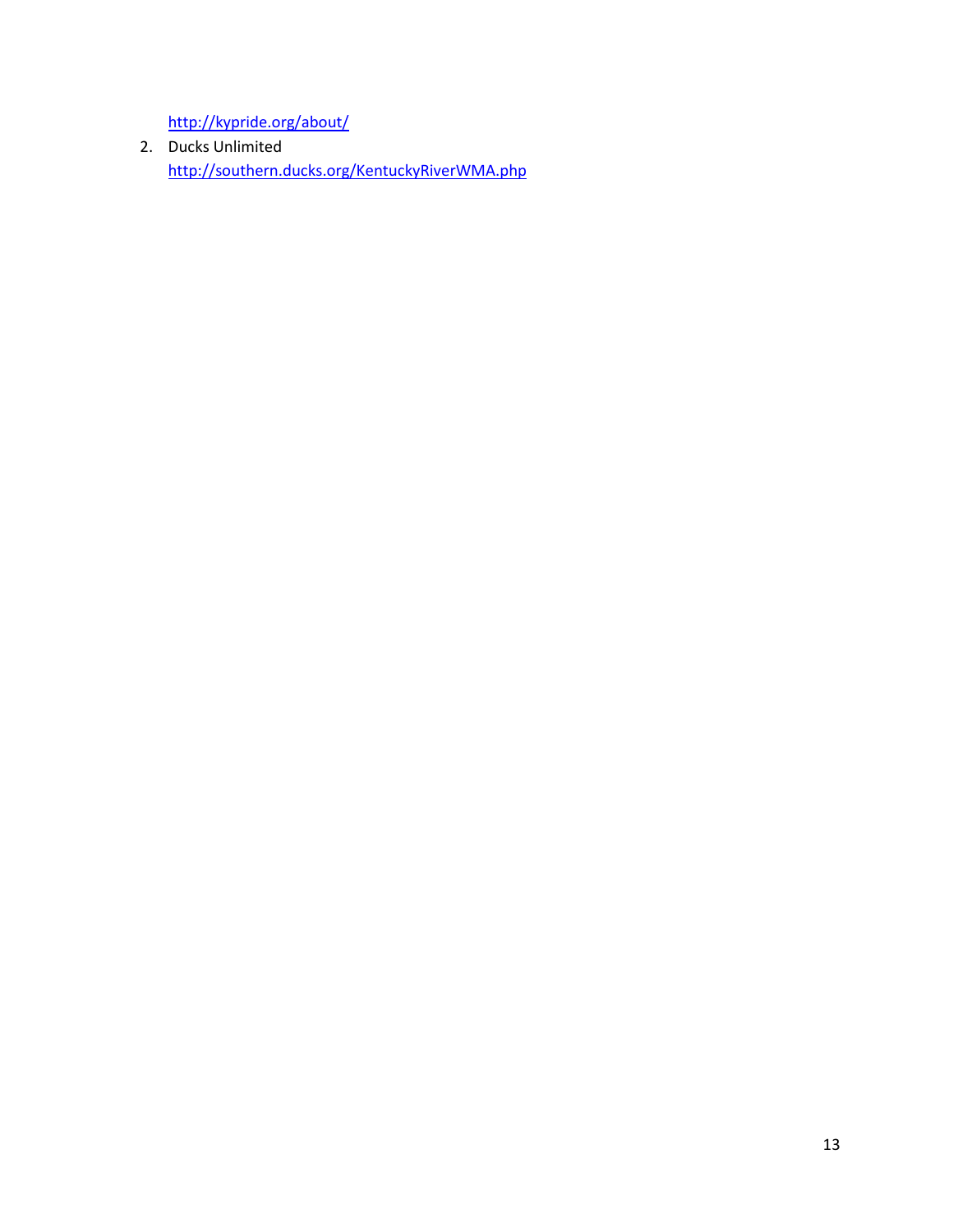http://kypride.org/about/

2. Ducks Unlimited
   http://southern.ducks.org/KentuckyRiverWMA.php